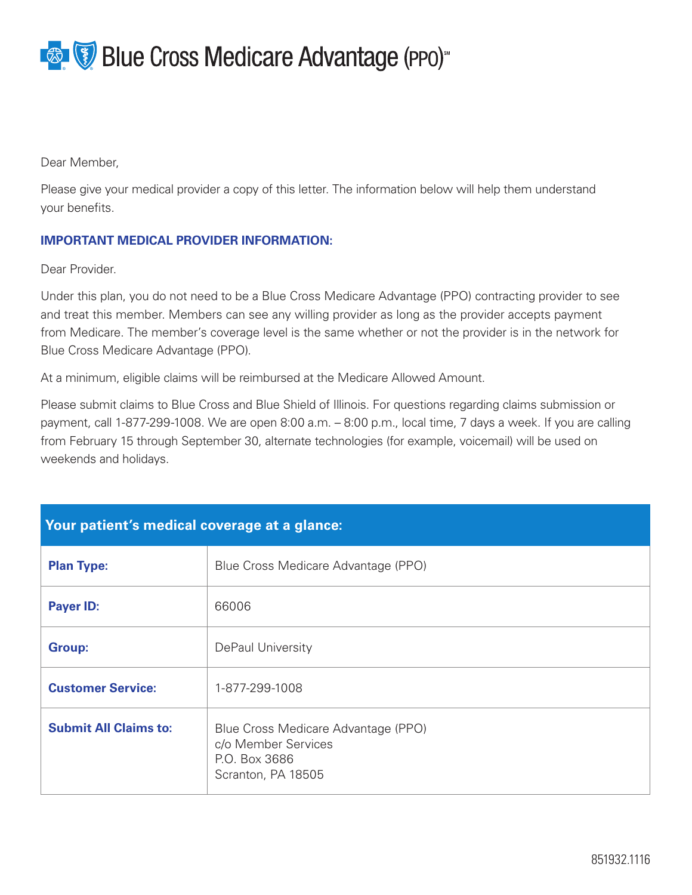# Blue Cross Medicare Advantage (PPO)℠

Dear Member,

Please give your medical provider a copy of this letter. The information below will help them understand your benefits.

**IMPORTANT MEDICAL PROVIDER INFORMATION:**

Dear Provider.

Under this plan, you do not need to be a Blue Cross Medicare Advantage (PPO) contracting provider to see and treat this member. Members can see any willing provider as long as the provider accepts payment from Medicare. The member's coverage level is the same whether or not the provider is in the network for Blue Cross Medicare Advantage (PPO).

At a minimum, eligible claims will be reimbursed at the Medicare Allowed Amount.

Please submit claims to Blue Cross and Blue Shield of Illinois. For questions regarding claims submission or payment, call 1-877-299-1008. We are open 8:00 a.m. – 8:00 p.m., local time, 7 days a week. If you are calling from February 15 through September 30, alternate technologies (for example, voicemail) will be used on weekends and holidays.

| Your patient's medical coverage at a glance: | |
|---|---|
| **Plan Type:** | Blue Cross Medicare Advantage (PPO) |
| **Payer ID:** | 66006 |
| **Group:** | DePaul University |
| **Customer Service:** | 1-877-299-1008 |
| **Submit All Claims to:** | Blue Cross Medicare Advantage (PPO)<br>c/o Member Services<br>P.O. Box 3686<br>Scranton, PA 18505 |

851932.1116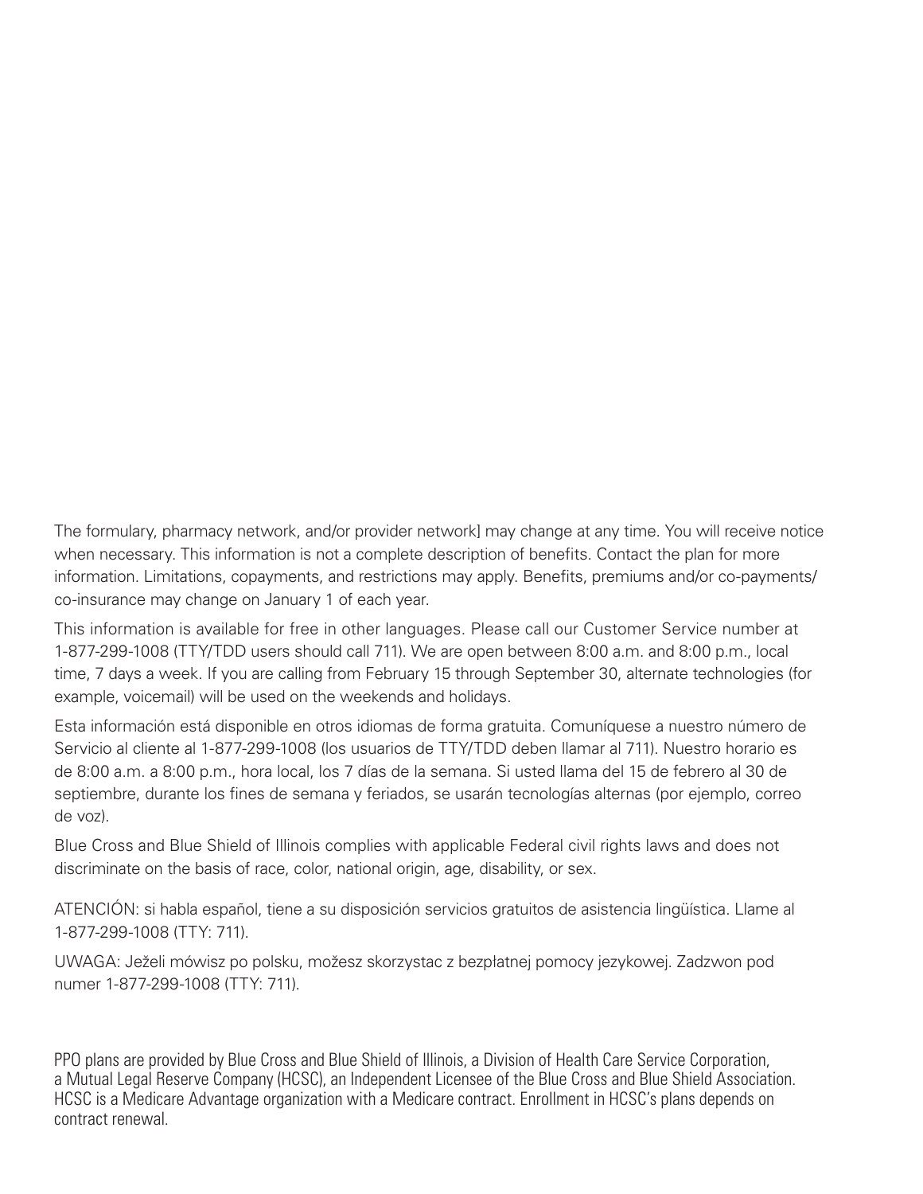The formulary, pharmacy network, and/or provider network] may change at any time. You will receive notice when necessary. This information is not a complete description of benefits. Contact the plan for more information. Limitations, copayments, and restrictions may apply. Benefits, premiums and/or co-payments/ co-insurance may change on January 1 of each year.

This information is available for free in other languages. Please call our Customer Service number at 1-877-299-1008 (TTY/TDD users should call 711). We are open between 8:00 a.m. and 8:00 p.m., local time, 7 days a week. If you are calling from February 15 through September 30, alternate technologies (for example, voicemail) will be used on the weekends and holidays.

Esta información está disponible en otros idiomas de forma gratuita. Comuníquese a nuestro número de Servicio al cliente al 1-877-299-1008 (los usuarios de TTY/TDD deben llamar al 711). Nuestro horario es de 8:00 a.m. a 8:00 p.m., hora local, los 7 días de la semana. Si usted llama del 15 de febrero al 30 de septiembre, durante los fines de semana y feriados, se usarán tecnologías alternas (por ejemplo, correo de voz).

Blue Cross and Blue Shield of Illinois complies with applicable Federal civil rights laws and does not discriminate on the basis of race, color, national origin, age, disability, or sex.

ATENCIÓN: si habla español, tiene a su disposición servicios gratuitos de asistencia lingüística. Llame al 1-877-299-1008 (TTY: 711).

UWAGA: Jeżeli mówisz po polsku, możesz skorzystac z bezpłatnej pomocy jezykowej. Zadzwon pod numer 1-877-299-1008 (TTY: 711).

PPO plans are provided by Blue Cross and Blue Shield of Illinois, a Division of Health Care Service Corporation, a Mutual Legal Reserve Company (HCSC), an Independent Licensee of the Blue Cross and Blue Shield Association. HCSC is a Medicare Advantage organization with a Medicare contract. Enrollment in HCSC's plans depends on contract renewal.